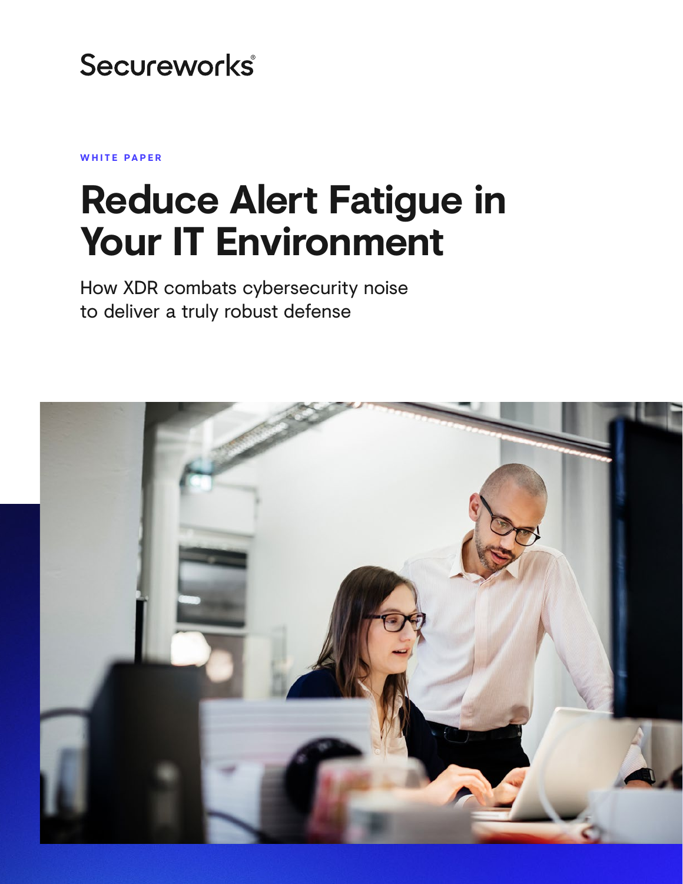Secureworks®

WHITE PAPER

# Reduce Alert Fatigue in Your IT Environment

How XDR combats cybersecurity noise to deliver a truly robust defense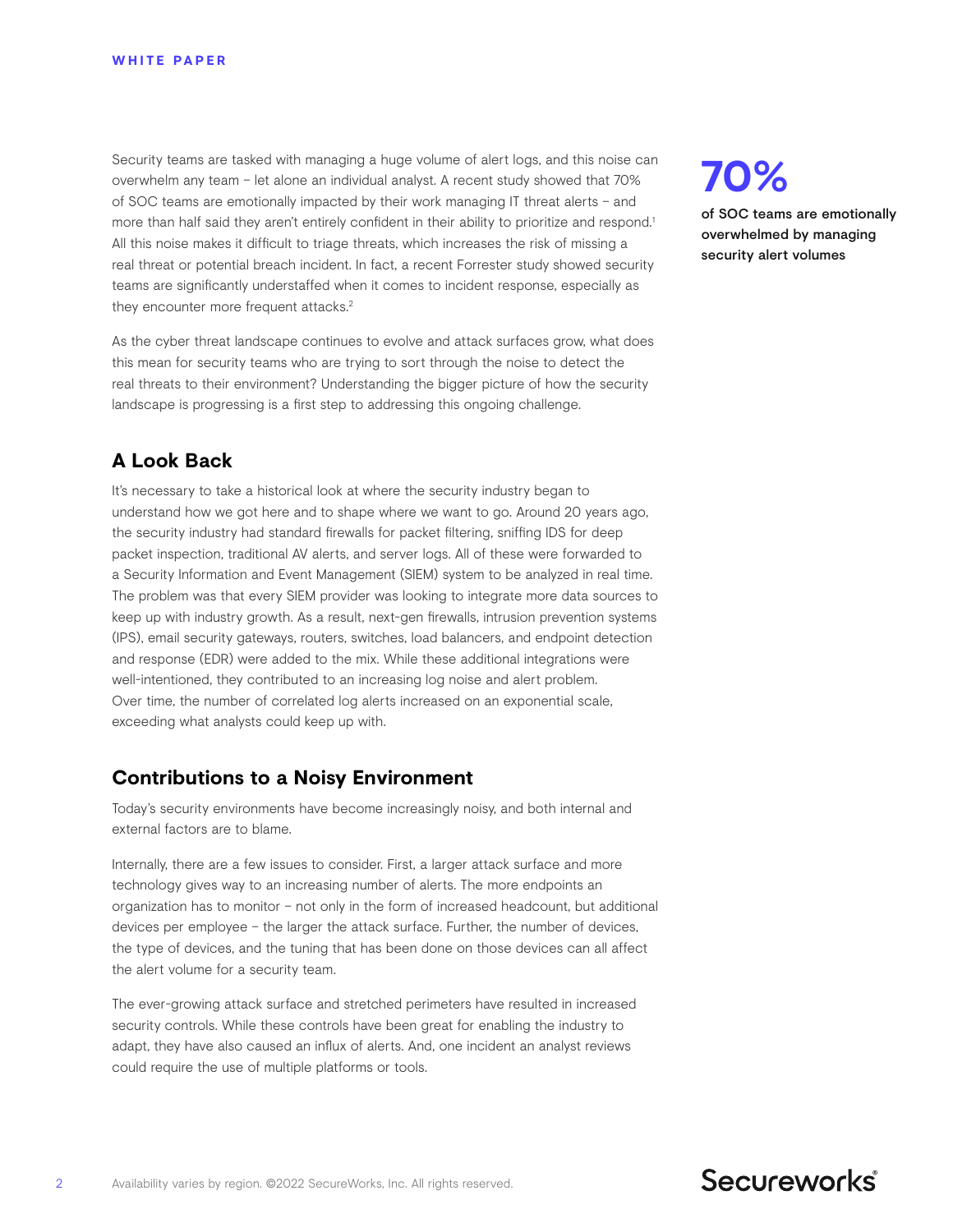Security teams are tasked with managing a huge volume of alert logs, and this noise can overwhelm any team – let alone an individual analyst. A recent study showed that 70% of SOC teams are emotionally impacted by their work managing IT threat alerts – and more than half said they aren't entirely confident in their ability to prioritize and respond.[1] All this noise makes it difficult to triage threats, which increases the risk of missing a real threat or potential breach incident. In fact, a recent Forrester study showed security teams are significantly understaffed when it comes to incident response, especially as they encounter more frequent attacks.[2]

**70%**

**of SOC teams are emotionally overwhelmed by managing security alert volumes**

As the cyber threat landscape continues to evolve and attack surfaces grow, what does this mean for security teams who are trying to sort through the noise to detect the real threats to their environment? Understanding the bigger picture of how the security landscape is progressing is a first step to addressing this ongoing challenge.

## A Look Back

It's necessary to take a historical look at where the security industry began to understand how we got here and to shape where we want to go. Around 20 years ago, the security industry had standard firewalls for packet filtering, sniffing IDS for deep packet inspection, traditional AV alerts, and server logs. All of these were forwarded to a Security Information and Event Management (SIEM) system to be analyzed in real time. The problem was that every SIEM provider was looking to integrate more data sources to keep up with industry growth. As a result, next-gen firewalls, intrusion prevention systems (IPS), email security gateways, routers, switches, load balancers, and endpoint detection and response (EDR) were added to the mix. While these additional integrations were well-intentioned, they contributed to an increasing log noise and alert problem. Over time, the number of correlated log alerts increased on an exponential scale, exceeding what analysts could keep up with.

## Contributions to a Noisy Environment

Today's security environments have become increasingly noisy, and both internal and external factors are to blame.

Internally, there are a few issues to consider. First, a larger attack surface and more technology gives way to an increasing number of alerts. The more endpoints an organization has to monitor – not only in the form of increased headcount, but additional devices per employee – the larger the attack surface. Further, the number of devices, the type of devices, and the tuning that has been done on those devices can all affect the alert volume for a security team.

The ever-growing attack surface and stretched perimeters have resulted in increased security controls. While these controls have been great for enabling the industry to adapt, they have also caused an influx of alerts. And, one incident an analyst reviews could require the use of multiple platforms or tools.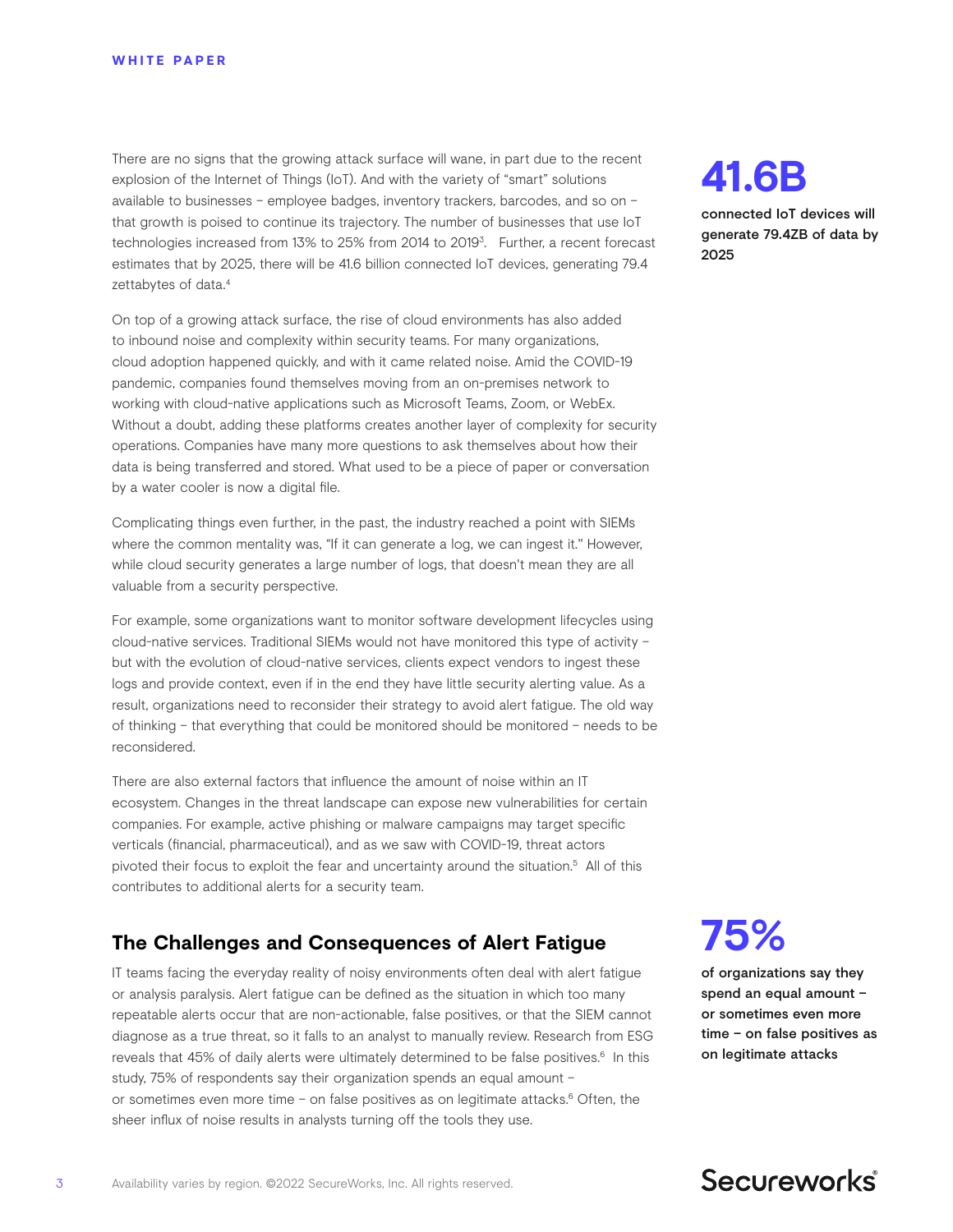There are no signs that the growing attack surface will wane, in part due to the recent explosion of the Internet of Things (IoT). And with the variety of "smart" solutions available to businesses – employee badges, inventory trackers, barcodes, and so on – that growth is poised to continue its trajectory. The number of businesses that use IoT technologies increased from 13% to 25% from 2014 to 2019[3]. Further, a recent forecast estimates that by 2025, there will be 41.6 billion connected IoT devices, generating 79.4 zettabytes of data.[4]

**41.6B**

**connected IoT devices will generate 79.4ZB of data by 2025**

On top of a growing attack surface, the rise of cloud environments has also added to inbound noise and complexity within security teams. For many organizations, cloud adoption happened quickly, and with it came related noise. Amid the COVID-19 pandemic, companies found themselves moving from an on-premises network to working with cloud-native applications such as Microsoft Teams, Zoom, or WebEx. Without a doubt, adding these platforms creates another layer of complexity for security operations. Companies have many more questions to ask themselves about how their data is being transferred and stored. What used to be a piece of paper or conversation by a water cooler is now a digital file.

Complicating things even further, in the past, the industry reached a point with SIEMs where the common mentality was, "If it can generate a log, we can ingest it." However, while cloud security generates a large number of logs, that doesn't mean they are all valuable from a security perspective.

For example, some organizations want to monitor software development lifecycles using cloud-native services. Traditional SIEMs would not have monitored this type of activity – but with the evolution of cloud-native services, clients expect vendors to ingest these logs and provide context, even if in the end they have little security alerting value. As a result, organizations need to reconsider their strategy to avoid alert fatigue. The old way of thinking – that everything that could be monitored should be monitored – needs to be reconsidered.

There are also external factors that influence the amount of noise within an IT ecosystem. Changes in the threat landscape can expose new vulnerabilities for certain companies. For example, active phishing or malware campaigns may target specific verticals (financial, pharmaceutical), and as we saw with COVID-19, threat actors pivoted their focus to exploit the fear and uncertainty around the situation.[5] All of this contributes to additional alerts for a security team.

## The Challenges and Consequences of Alert Fatigue

IT teams facing the everyday reality of noisy environments often deal with alert fatigue or analysis paralysis. Alert fatigue can be defined as the situation in which too many repeatable alerts occur that are non-actionable, false positives, or that the SIEM cannot diagnose as a true threat, so it falls to an analyst to manually review. Research from ESG reveals that 45% of daily alerts were ultimately determined to be false positives.[6] In this study, 75% of respondents say their organization spends an equal amount – or sometimes even more time – on false positives as on legitimate attacks.[6] Often, the sheer influx of noise results in analysts turning off the tools they use.

**75%**

**of organizations say they spend an equal amount – or sometimes even more time – on false positives as on legitimate attacks**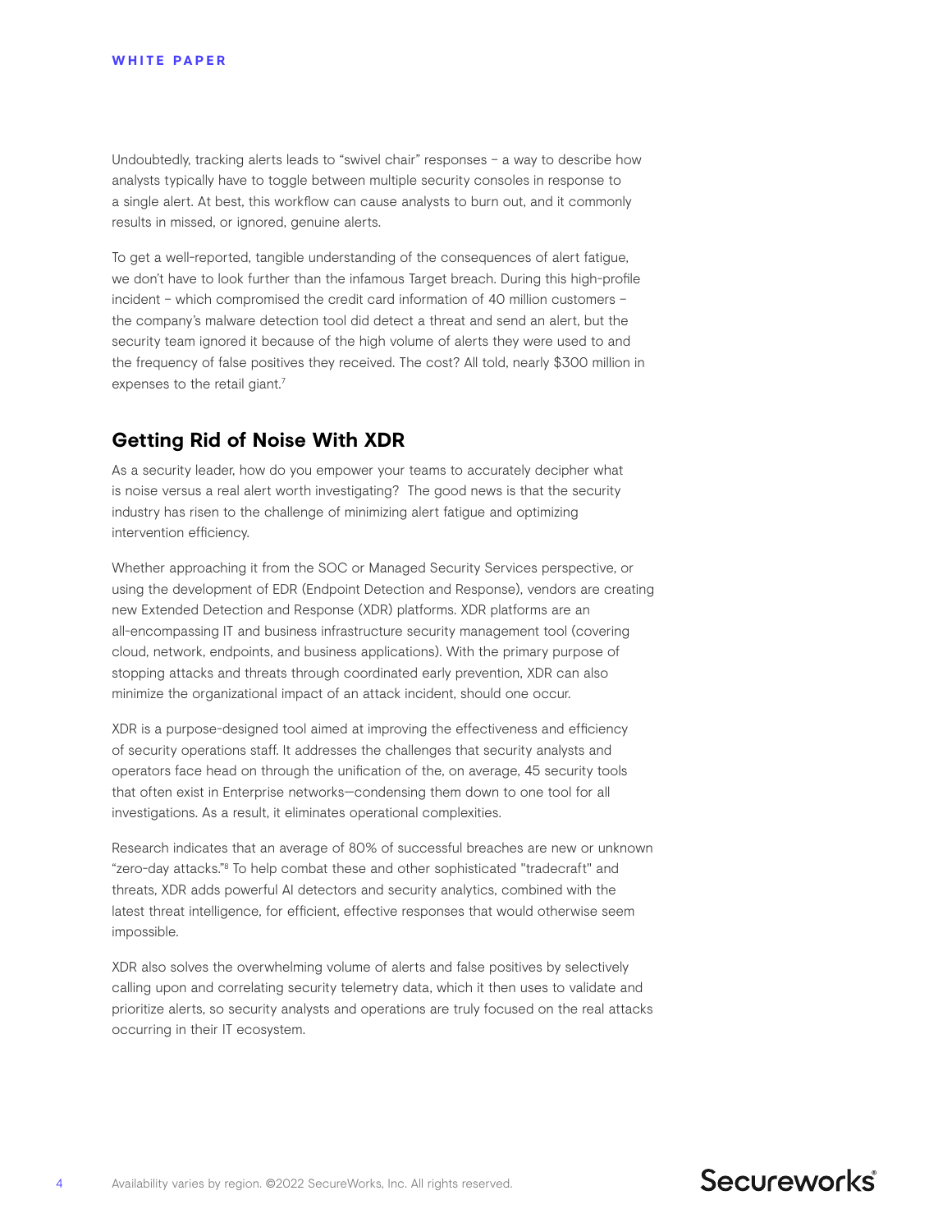Undoubtedly, tracking alerts leads to "swivel chair" responses – a way to describe how analysts typically have to toggle between multiple security consoles in response to a single alert. At best, this workflow can cause analysts to burn out, and it commonly results in missed, or ignored, genuine alerts.

To get a well-reported, tangible understanding of the consequences of alert fatigue, we don't have to look further than the infamous Target breach. During this high-profile incident – which compromised the credit card information of 40 million customers – the company's malware detection tool did detect a threat and send an alert, but the security team ignored it because of the high volume of alerts they were used to and the frequency of false positives they received. The cost? All told, nearly $300 million in expenses to the retail giant.[7]

## Getting Rid of Noise With XDR

As a security leader, how do you empower your teams to accurately decipher what is noise versus a real alert worth investigating? The good news is that the security industry has risen to the challenge of minimizing alert fatigue and optimizing intervention efficiency.

Whether approaching it from the SOC or Managed Security Services perspective, or using the development of EDR (Endpoint Detection and Response), vendors are creating new Extended Detection and Response (XDR) platforms. XDR platforms are an all-encompassing IT and business infrastructure security management tool (covering cloud, network, endpoints, and business applications). With the primary purpose of stopping attacks and threats through coordinated early prevention, XDR can also minimize the organizational impact of an attack incident, should one occur.

XDR is a purpose-designed tool aimed at improving the effectiveness and efficiency of security operations staff. It addresses the challenges that security analysts and operators face head on through the unification of the, on average, 45 security tools that often exist in Enterprise networks—condensing them down to one tool for all investigations. As a result, it eliminates operational complexities.

Research indicates that an average of 80% of successful breaches are new or unknown "zero-day attacks."[8] To help combat these and other sophisticated "tradecraft" and threats, XDR adds powerful AI detectors and security analytics, combined with the latest threat intelligence, for efficient, effective responses that would otherwise seem impossible.

XDR also solves the overwhelming volume of alerts and false positives by selectively calling upon and correlating security telemetry data, which it then uses to validate and prioritize alerts, so security analysts and operations are truly focused on the real attacks occurring in their IT ecosystem.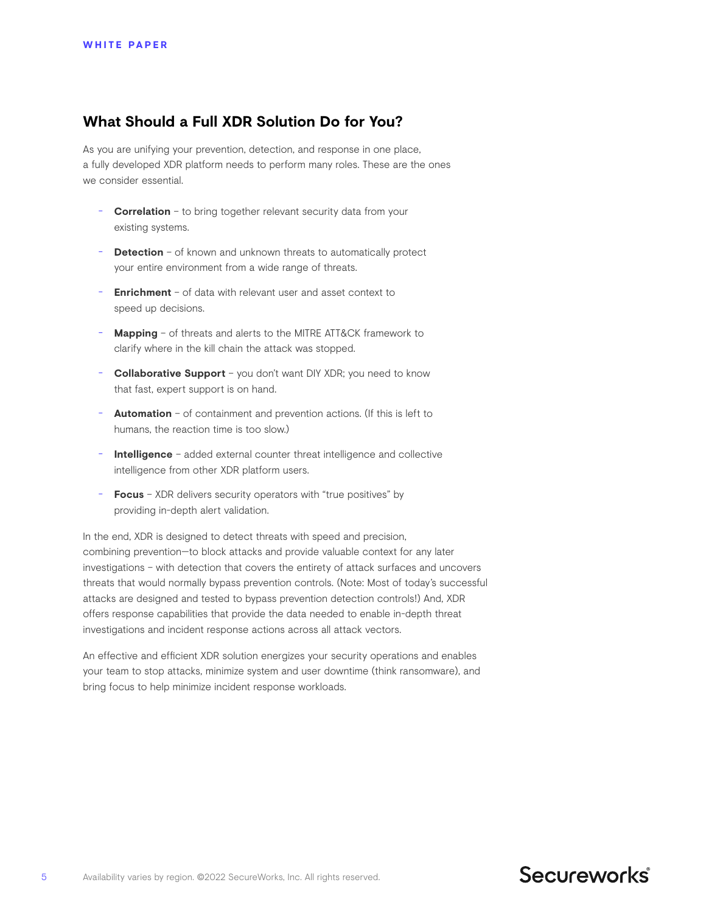## What Should a Full XDR Solution Do for You?

As you are unifying your prevention, detection, and response in one place, a fully developed XDR platform needs to perform many roles. These are the ones we consider essential.

- **Correlation** – to bring together relevant security data from your existing systems.
- **Detection** – of known and unknown threats to automatically protect your entire environment from a wide range of threats.
- **Enrichment** – of data with relevant user and asset context to speed up decisions.
- **Mapping** – of threats and alerts to the MITRE ATT&CK framework to clarify where in the kill chain the attack was stopped.
- **Collaborative Support** – you don't want DIY XDR; you need to know that fast, expert support is on hand.
- **Automation** – of containment and prevention actions. (If this is left to humans, the reaction time is too slow.)
- **Intelligence** – added external counter threat intelligence and collective intelligence from other XDR platform users.
- **Focus** – XDR delivers security operators with "true positives" by providing in-depth alert validation.

In the end, XDR is designed to detect threats with speed and precision, combining prevention—to block attacks and provide valuable context for any later investigations – with detection that covers the entirety of attack surfaces and uncovers threats that would normally bypass prevention controls. (Note: Most of today's successful attacks are designed and tested to bypass prevention detection controls!) And, XDR offers response capabilities that provide the data needed to enable in-depth threat investigations and incident response actions across all attack vectors.

An effective and efficient XDR solution energizes your security operations and enables your team to stop attacks, minimize system and user downtime (think ransomware), and bring focus to help minimize incident response workloads.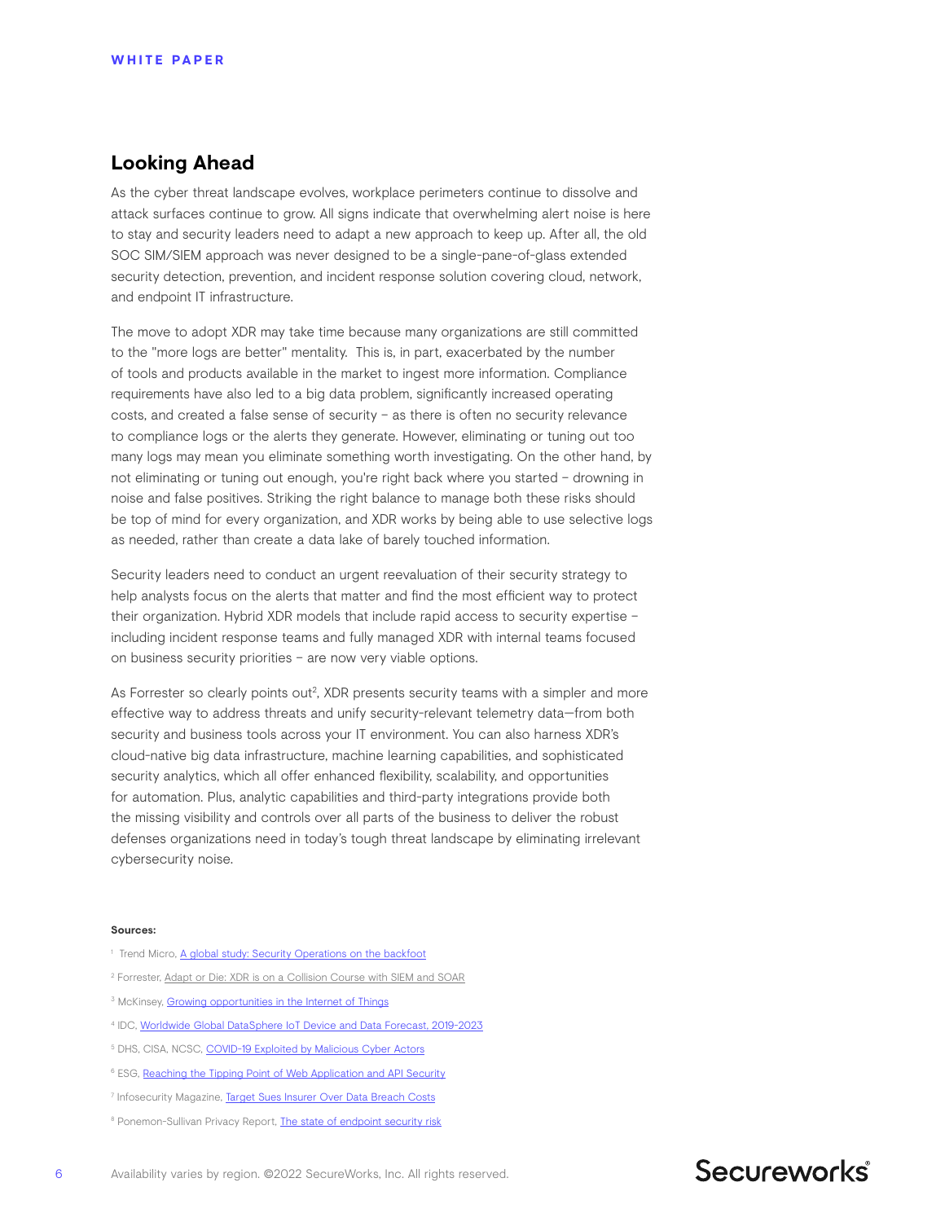## Looking Ahead

As the cyber threat landscape evolves, workplace perimeters continue to dissolve and attack surfaces continue to grow. All signs indicate that overwhelming alert noise is here to stay and security leaders need to adapt a new approach to keep up. After all, the old SOC SIM/SIEM approach was never designed to be a single-pane-of-glass extended security detection, prevention, and incident response solution covering cloud, network, and endpoint IT infrastructure.

The move to adopt XDR may take time because many organizations are still committed to the "more logs are better" mentality. This is, in part, exacerbated by the number of tools and products available in the market to ingest more information. Compliance requirements have also led to a big data problem, significantly increased operating costs, and created a false sense of security – as there is often no security relevance to compliance logs or the alerts they generate. However, eliminating or tuning out too many logs may mean you eliminate something worth investigating. On the other hand, by not eliminating or tuning out enough, you're right back where you started – drowning in noise and false positives. Striking the right balance to manage both these risks should be top of mind for every organization, and XDR works by being able to use selective logs as needed, rather than create a data lake of barely touched information.

Security leaders need to conduct an urgent reevaluation of their security strategy to help analysts focus on the alerts that matter and find the most efficient way to protect their organization. Hybrid XDR models that include rapid access to security expertise – including incident response teams and fully managed XDR with internal teams focused on business security priorities – are now very viable options.

As Forrester so clearly points out[2], XDR presents security teams with a simpler and more effective way to address threats and unify security-relevant telemetry data—from both security and business tools across your IT environment. You can also harness XDR's cloud-native big data infrastructure, machine learning capabilities, and sophisticated security analytics, which all offer enhanced flexibility, scalability, and opportunities for automation. Plus, analytic capabilities and third-party integrations provide both the missing visibility and controls over all parts of the business to deliver the robust defenses organizations need in today's tough threat landscape by eliminating irrelevant cybersecurity noise.

**Sources:**

1. Trend Micro, A global study: Security Operations on the backfoot
2. Forrester, Adapt or Die: XDR is on a Collision Course with SIEM and SOAR
3. McKinsey, Growing opportunities in the Internet of Things
4. IDC, Worldwide Global DataSphere IoT Device and Data Forecast, 2019-2023
5. DHS, CISA, NCSC, COVID-19 Exploited by Malicious Cyber Actors
6. ESG, Reaching the Tipping Point of Web Application and API Security
7. Infosecurity Magazine, Target Sues Insurer Over Data Breach Costs
8. Ponemon-Sullivan Privacy Report, The state of endpoint security risk

Availability varies by region. ©2022 SecureWorks, Inc. All rights reserved.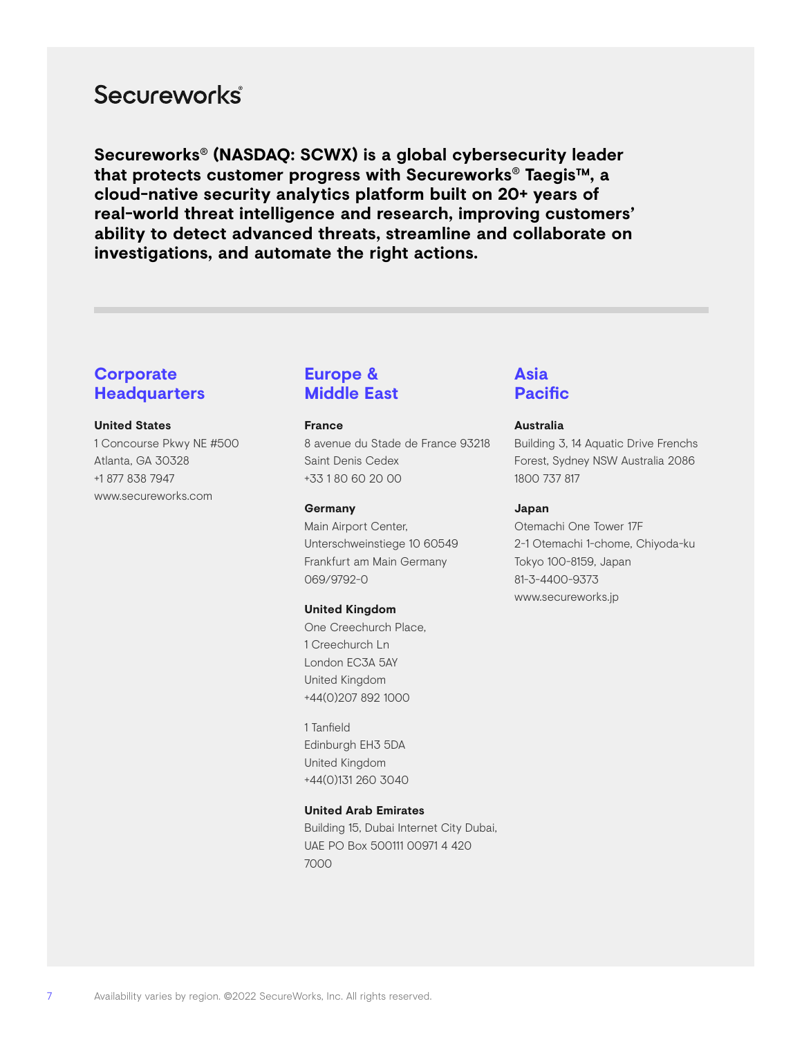# Secureworks®

**Secureworks® (NASDAQ: SCWX) is a global cybersecurity leader that protects customer progress with Secureworks® Taegis™, a cloud-native security analytics platform built on 20+ years of real-world threat intelligence and research, improving customers' ability to detect advanced threats, streamline and collaborate on investigations, and automate the right actions.**

## Corporate Headquarters

**United States**
1 Concourse Pkwy NE #500
Atlanta, GA 30328
+1 877 838 7947
www.secureworks.com

## Europe & Middle East

**France**
8 avenue du Stade de France 93218
Saint Denis Cedex
+33 1 80 60 20 00

**Germany**
Main Airport Center,
Unterschweinstiege 10 60549
Frankfurt am Main Germany
069/9792-0

**United Kingdom**
One Creechurch Place,
1 Creechurch Ln
London EC3A 5AY
United Kingdom
+44(0)207 892 1000

1 Tanfield
Edinburgh EH3 5DA
United Kingdom
+44(0)131 260 3040

**United Arab Emirates**
Building 15, Dubai Internet City Dubai,
UAE PO Box 500111 00971 4 420
7000

## Asia Pacific

**Australia**
Building 3, 14 Aquatic Drive Frenchs
Forest, Sydney NSW Australia 2086
1800 737 817

**Japan**
Otemachi One Tower 17F
2-1 Otemachi 1-chome, Chiyoda-ku
Tokyo 100-8159, Japan
81-3-4400-9373
www.secureworks.jp

Availability varies by region. ©2022 SecureWorks, Inc. All rights reserved.